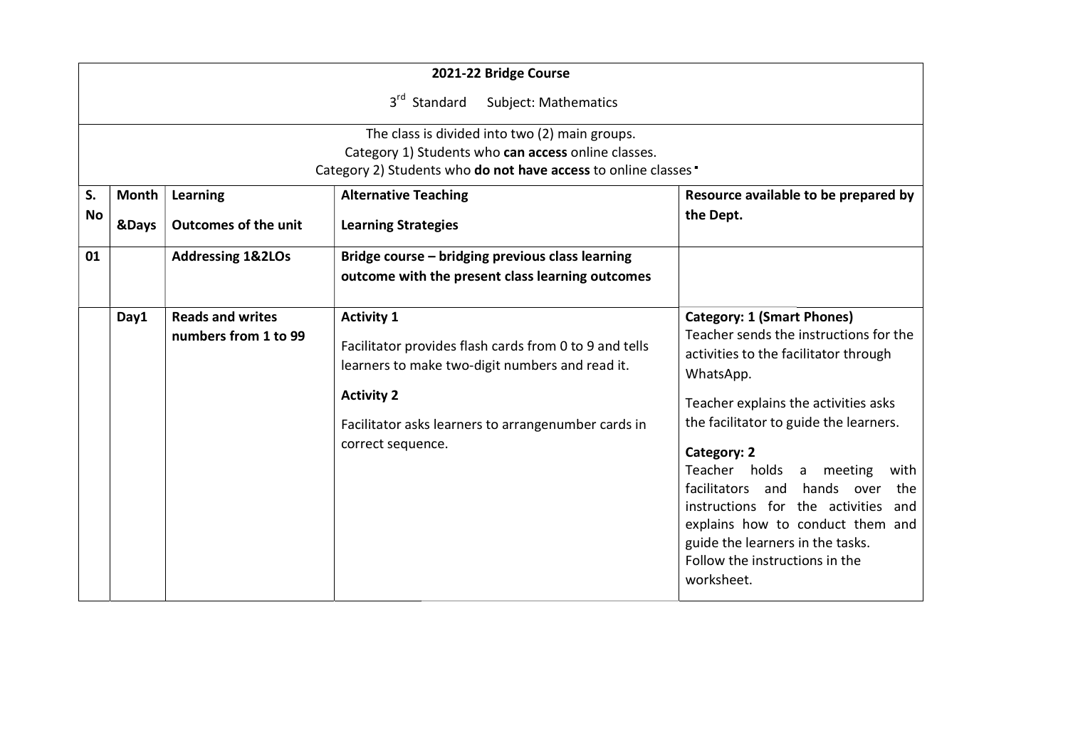# 2021-22 Bridge Course

$3^{rd}$ Standard Subject: Mathematics

The class is divided into two (2) main groups.
Category 1) Students who **can access** online classes.
Category 2) Students who **do not have access** to online classes.

| S. No | Month &Days | Learning Outcomes of the unit | Alternative Teaching Learning Strategies | Resource available to be prepared by the Dept. |
|---|---|---|---|---|
| 01 | | **Addressing 1&2LOs** | **Bridge course – bridging previous class learning outcome with the present class learning outcomes** | |
| | **Day1** | **Reads and writes numbers from 1 to 99** | **Activity 1**<br>Facilitator provides flash cards from 0 to 9 and tells learners to make two-digit numbers and read it.<br>**Activity 2**<br>Facilitator asks learners to arrangenumber cards in correct sequence. | **Category: 1 (Smart Phones)**<br>Teacher sends the instructions for the activities to the facilitator through WhatsApp.<br>Teacher explains the activities asks the facilitator to guide the learners.<br>**Category: 2**<br>Teacher holds a meeting with facilitators and hands over the instructions for the activities and explains how to conduct them and guide the learners in the tasks.<br>Follow the instructions in the worksheet. |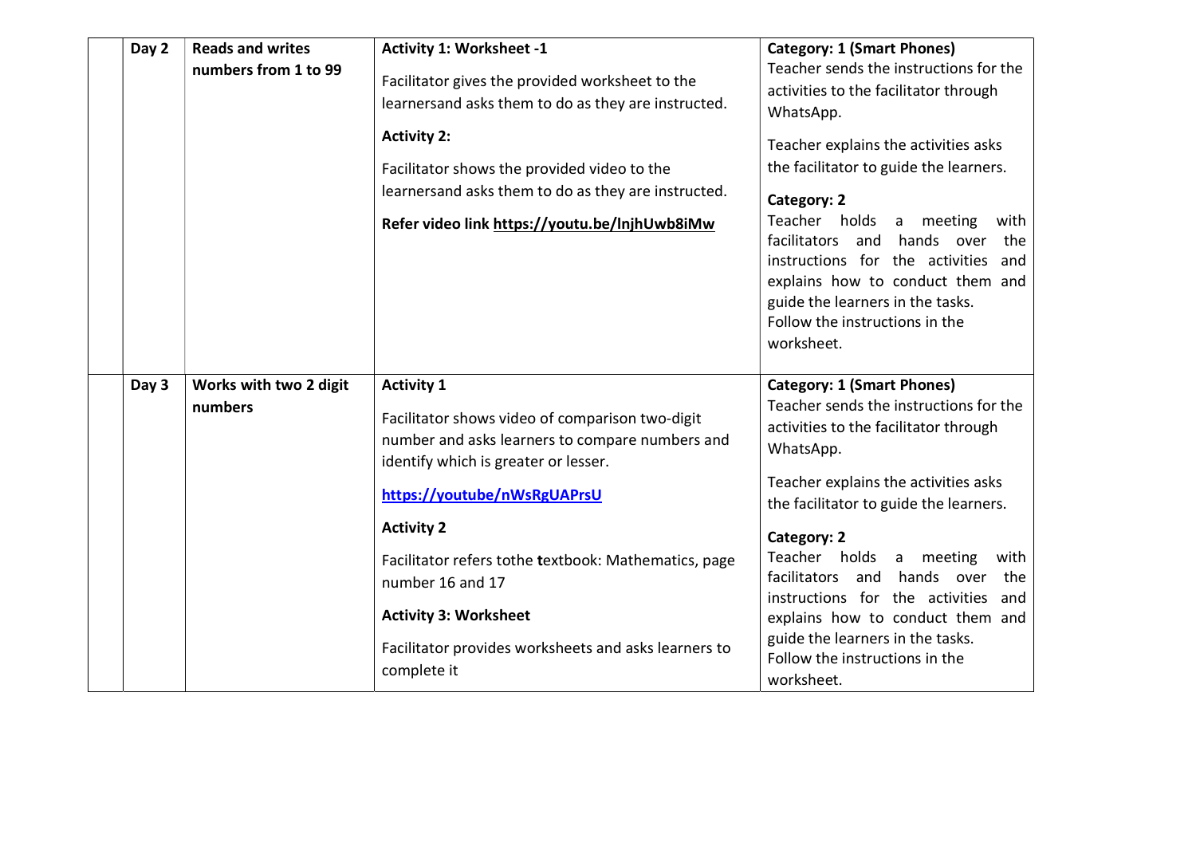| | Day | Learning outcome | Activities | Category |
|---|---|---|---|---|
| | **Day 2** | **Reads and writes numbers from 1 to 99** | **Activity 1: Worksheet -1**<br><br>Facilitator gives the provided worksheet to the learnersand asks them to do as they are instructed.<br><br>**Activity 2:**<br><br>Facilitator shows the provided video to the learnersand asks them to do as they are instructed.<br><br>**Refer video link https://youtu.be/lnjhUwb8iMw** | **Category: 1 (Smart Phones)**<br>Teacher sends the instructions for the activities to the facilitator through WhatsApp.<br><br>Teacher explains the activities asks the facilitator to guide the learners.<br><br>**Category: 2**<br>Teacher holds a meeting with facilitators and hands over the instructions for the activities and explains how to conduct them and guide the learners in the tasks.<br>Follow the instructions in the worksheet. |
| | **Day 3** | **Works with two 2 digit numbers** | **Activity 1**<br><br>Facilitator shows video of comparison two-digit number and asks learners to compare numbers and identify which is greater or lesser.<br><br>**https://youtube/nWsRgUAPrsU**<br><br>**Activity 2**<br><br>Facilitator refers tothe **t**extbook: Mathematics, page number 16 and 17<br><br>**Activity 3: Worksheet**<br><br>Facilitator provides worksheets and asks learners to complete it | **Category: 1 (Smart Phones)**<br>Teacher sends the instructions for the activities to the facilitator through WhatsApp.<br><br>Teacher explains the activities asks the facilitator to guide the learners.<br><br>**Category: 2**<br>Teacher holds a meeting with facilitators and hands over the instructions for the activities and explains how to conduct them and guide the learners in the tasks.<br>Follow the instructions in the worksheet. |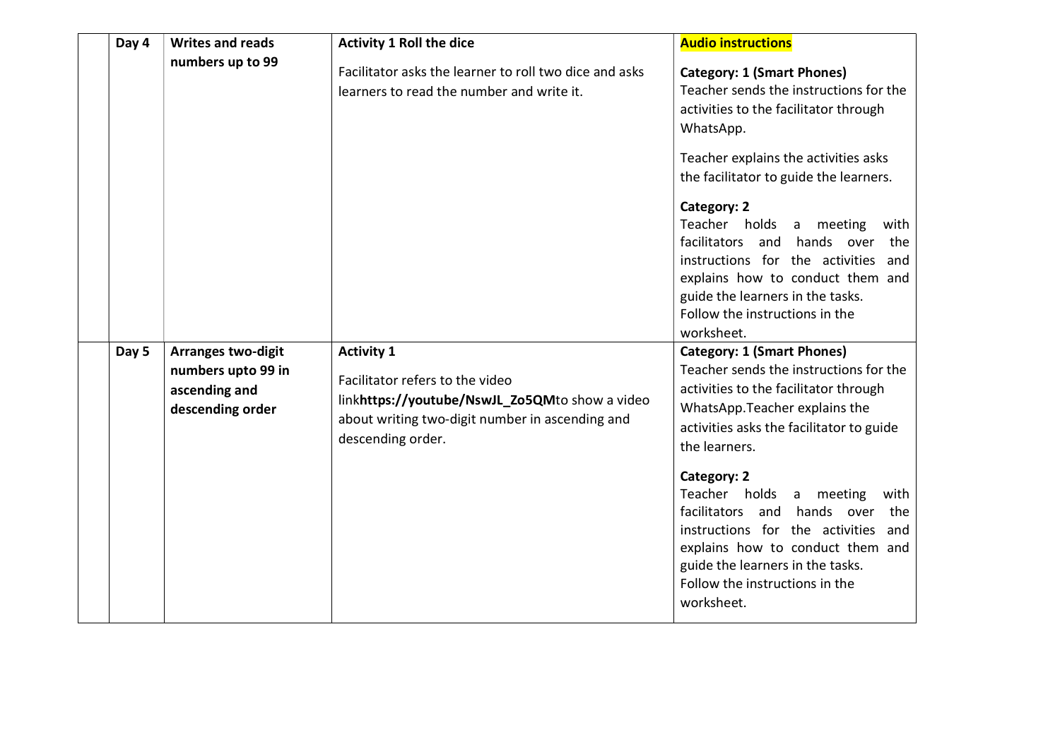| | | | | |
|---|---|---|---|---|
| | **Day 4** | **Writes and reads numbers up to 99** | **Activity 1 Roll the dice**<br><br>Facilitator asks the learner to roll two dice and asks learners to read the number and write it. | **Audio instructions**<br><br>**Category: 1 (Smart Phones)**<br>Teacher sends the instructions for the activities to the facilitator through WhatsApp.<br><br>Teacher explains the activities asks the facilitator to guide the learners.<br><br>**Category: 2**<br>Teacher holds a meeting with facilitators and hands over the instructions for the activities and explains how to conduct them and guide the learners in the tasks.<br>Follow the instructions in the worksheet. |
| | **Day 5** | **Arranges two-digit numbers upto 99 in ascending and descending order** | **Activity 1**<br><br>Facilitator refers to the video link**https://youtube/NswJL_Zo5QM**to show a video about writing two-digit number in ascending and descending order. | **Category: 1 (Smart Phones)**<br>Teacher sends the instructions for the activities to the facilitator through WhatsApp.Teacher explains the activities asks the facilitator to guide the learners.<br><br>**Category: 2**<br>Teacher holds a meeting with facilitators and hands over the instructions for the activities and explains how to conduct them and guide the learners in the tasks.<br>Follow the instructions in the worksheet. |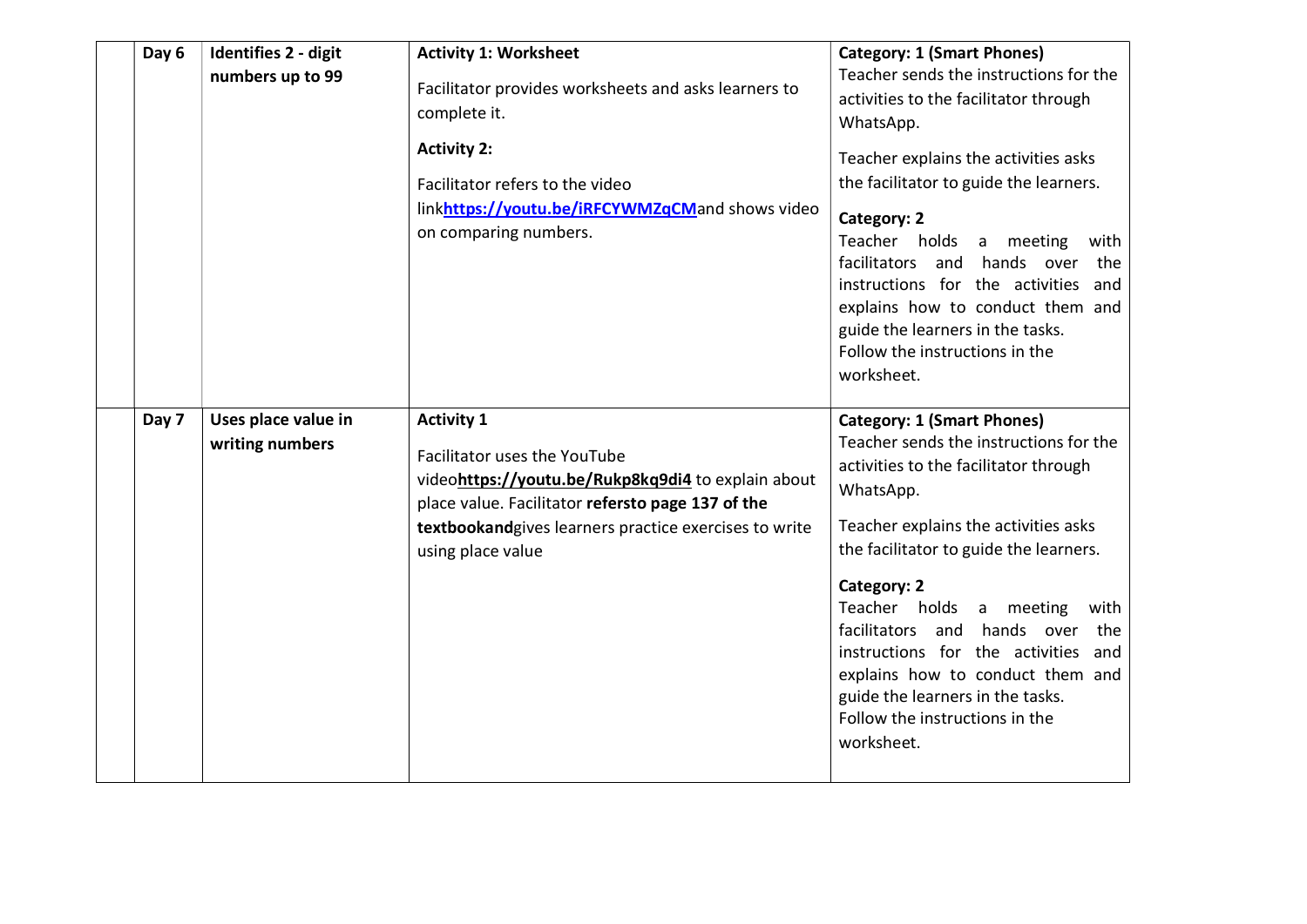| | | | | |
|---|---|---|---|---|
| | **Day 6** | **Identifies 2 - digit numbers up to 99** | **Activity 1: Worksheet**<br><br>Facilitator provides worksheets and asks learners to complete it.<br><br>**Activity 2:**<br><br>Facilitator refers to the video link**https://youtu.be/iRFCYWMZqCM**and shows video on comparing numbers. | **Category: 1 (Smart Phones)**<br>Teacher sends the instructions for the activities to the facilitator through WhatsApp.<br><br>Teacher explains the activities asks the facilitator to guide the learners.<br><br>**Category: 2**<br>Teacher holds a meeting with facilitators and hands over the instructions for the activities and explains how to conduct them and guide the learners in the tasks.<br>Follow the instructions in the worksheet. |
| | **Day 7** | **Uses place value in writing numbers** | **Activity 1**<br><br>Facilitator uses the YouTube video**https://youtu.be/Rukp8kq9di4** to explain about place value. Facilitator **refersto page 137 of the textbookand**gives learners practice exercises to write using place value | **Category: 1 (Smart Phones)**<br>Teacher sends the instructions for the activities to the facilitator through WhatsApp.<br><br>Teacher explains the activities asks the facilitator to guide the learners.<br><br>**Category: 2**<br>Teacher holds a meeting with facilitators and hands over the instructions for the activities and explains how to conduct them and guide the learners in the tasks.<br>Follow the instructions in the worksheet. |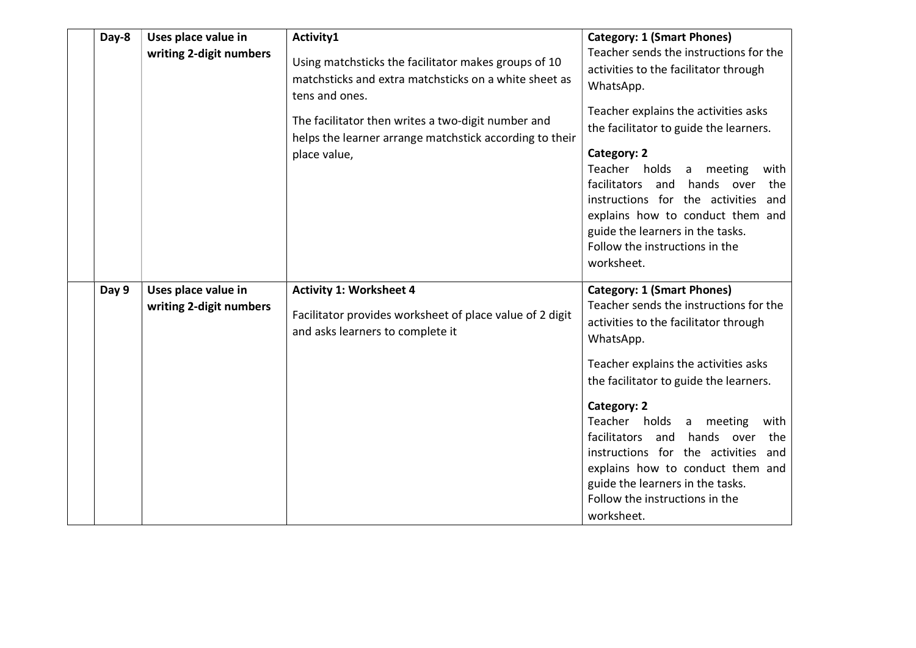| | | | | |
|---|---|---|---|---|
| | **Day-8** | **Uses place value in writing 2-digit numbers** | **Activity1**<br><br>Using matchsticks the facilitator makes groups of 10 matchsticks and extra matchsticks on a white sheet as tens and ones.<br><br>The facilitator then writes a two-digit number and helps the learner arrange matchstick according to their place value, | **Category: 1 (Smart Phones)**<br>Teacher sends the instructions for the activities to the facilitator through WhatsApp.<br><br>Teacher explains the activities asks the facilitator to guide the learners.<br><br>**Category: 2**<br>Teacher holds a meeting with facilitators and hands over the instructions for the activities and explains how to conduct them and guide the learners in the tasks.<br>Follow the instructions in the worksheet. |
| | **Day 9** | **Uses place value in writing 2-digit numbers** | **Activity 1: Worksheet 4**<br><br>Facilitator provides worksheet of place value of 2 digit and asks learners to complete it | **Category: 1 (Smart Phones)**<br>Teacher sends the instructions for the activities to the facilitator through WhatsApp.<br><br>Teacher explains the activities asks the facilitator to guide the learners.<br><br>**Category: 2**<br>Teacher holds a meeting with facilitators and hands over the instructions for the activities and explains how to conduct them and guide the learners in the tasks.<br>Follow the instructions in the worksheet. |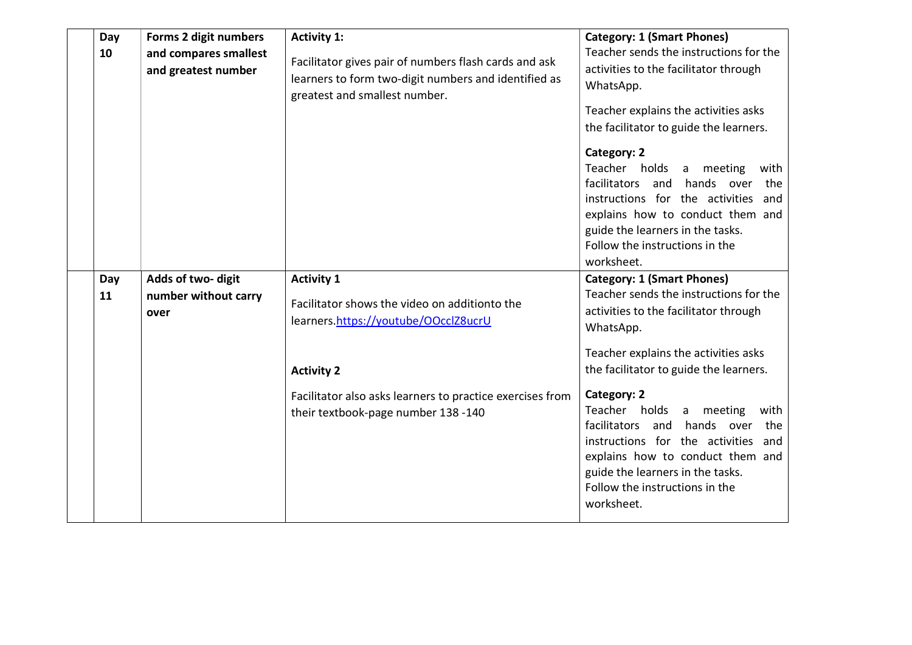| | | | | |
|---|---|---|---|---|
| | **Day 10** | **Forms 2 digit numbers and compares smallest and greatest number** | **Activity 1:**<br><br>Facilitator gives pair of numbers flash cards and ask learners to form two-digit numbers and identified as greatest and smallest number. | **Category: 1 (Smart Phones)**<br>Teacher sends the instructions for the activities to the facilitator through WhatsApp.<br><br>Teacher explains the activities asks the facilitator to guide the learners.<br><br>**Category: 2**<br>Teacher holds a meeting with facilitators and hands over the instructions for the activities and explains how to conduct them and guide the learners in the tasks.<br>Follow the instructions in the worksheet. |
| | **Day 11** | **Adds of two- digit number without carry over** | **Activity 1**<br><br>Facilitator shows the video on additionto the learners.https://youtube/OOcclZ8ucrU<br><br>**Activity 2**<br><br>Facilitator also asks learners to practice exercises from their textbook-page number 138 -140 | **Category: 1 (Smart Phones)**<br>Teacher sends the instructions for the activities to the facilitator through WhatsApp.<br><br>Teacher explains the activities asks the facilitator to guide the learners.<br><br>**Category: 2**<br>Teacher holds a meeting with facilitators and hands over the instructions for the activities and explains how to conduct them and guide the learners in the tasks.<br>Follow the instructions in the worksheet. |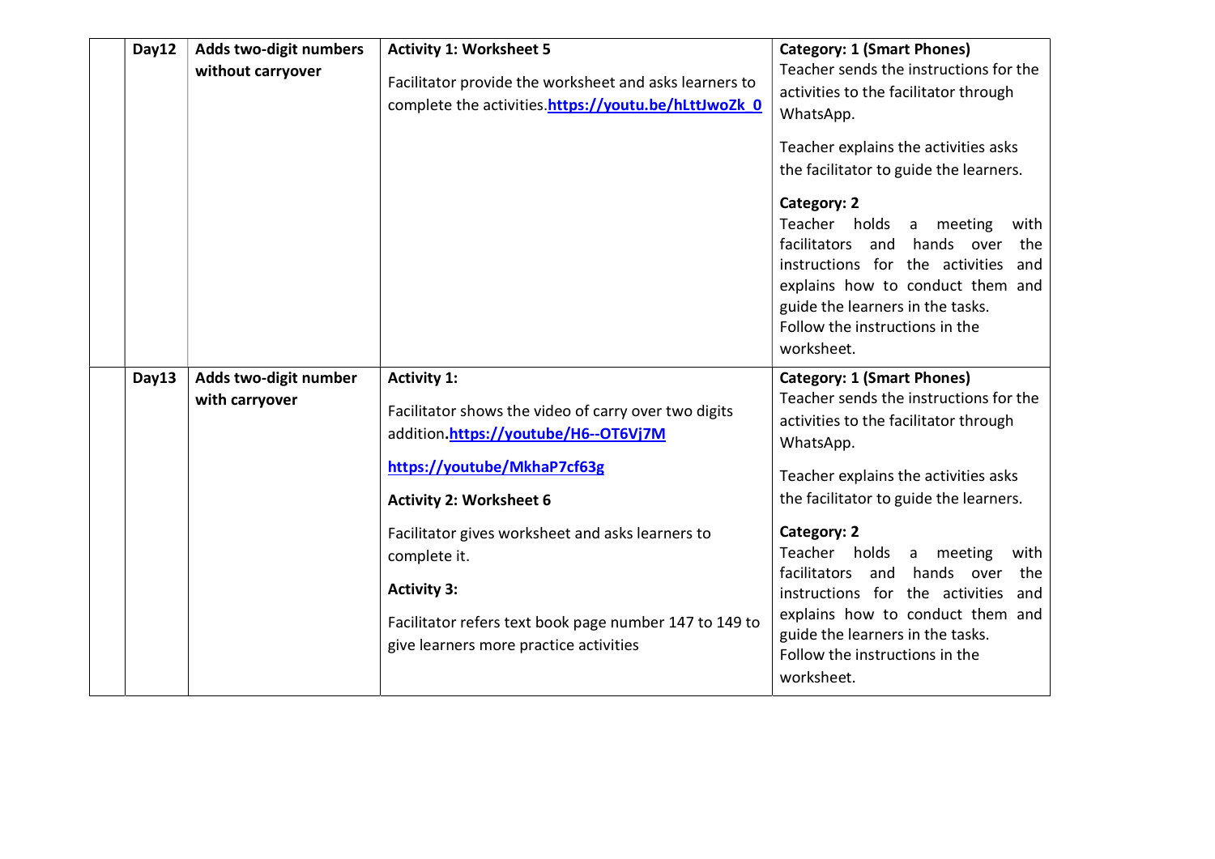| | | | | |
|---|---|---|---|---|
| | **Day12** | **Adds two-digit numbers without carryover** | **Activity 1: Worksheet 5**<br><br>Facilitator provide the worksheet and asks learners to complete the activities.**https://youtu.be/hLttJwoZk_0** | **Category: 1 (Smart Phones)**<br>Teacher sends the instructions for the activities to the facilitator through WhatsApp.<br><br>Teacher explains the activities asks the facilitator to guide the learners.<br><br>**Category: 2**<br>Teacher holds a meeting with facilitators and hands over the instructions for the activities and explains how to conduct them and guide the learners in the tasks.<br>Follow the instructions in the worksheet. |
| | **Day13** | **Adds two-digit number with carryover** | **Activity 1:**<br><br>Facilitator shows the video of carry over two digits addition**.https://youtube/H6--OT6Vj7M**<br><br>**https://youtube/MkhaP7cf63g**<br><br>**Activity 2: Worksheet 6**<br><br>Facilitator gives worksheet and asks learners to complete it.<br><br>**Activity 3:**<br><br>Facilitator refers text book page number 147 to 149 to give learners more practice activities | **Category: 1 (Smart Phones)**<br>Teacher sends the instructions for the activities to the facilitator through WhatsApp.<br><br>Teacher explains the activities asks the facilitator to guide the learners.<br><br>**Category: 2**<br>Teacher holds a meeting with facilitators and hands over the instructions for the activities and explains how to conduct them and guide the learners in the tasks.<br>Follow the instructions in the worksheet. |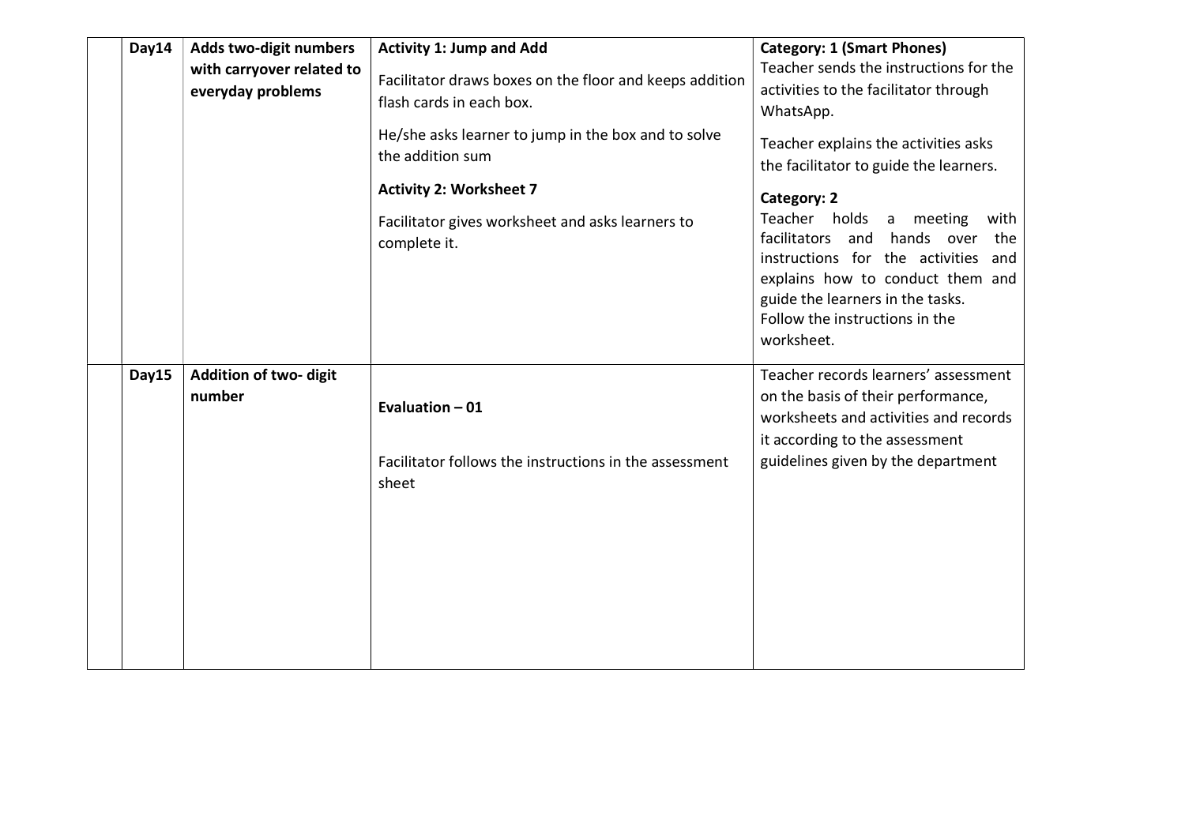| | | | | |
|---|---|---|---|---|
| | **Day14** | **Adds two-digit numbers with carryover related to everyday problems** | **Activity 1: Jump and Add**<br><br>Facilitator draws boxes on the floor and keeps addition flash cards in each box.<br><br>He/she asks learner to jump in the box and to solve the addition sum<br><br>**Activity 2: Worksheet 7**<br><br>Facilitator gives worksheet and asks learners to complete it. | **Category: 1 (Smart Phones)**<br>Teacher sends the instructions for the activities to the facilitator through WhatsApp.<br><br>Teacher explains the activities asks the facilitator to guide the learners.<br><br>**Category: 2**<br>Teacher holds a meeting with facilitators and hands over the instructions for the activities and explains how to conduct them and guide the learners in the tasks.<br>Follow the instructions in the worksheet. |
| | **Day15** | **Addition of two- digit number** | **Evaluation – 01**<br><br>Facilitator follows the instructions in the assessment sheet | Teacher records learners' assessment on the basis of their performance, worksheets and activities and records it according to the assessment guidelines given by the department |